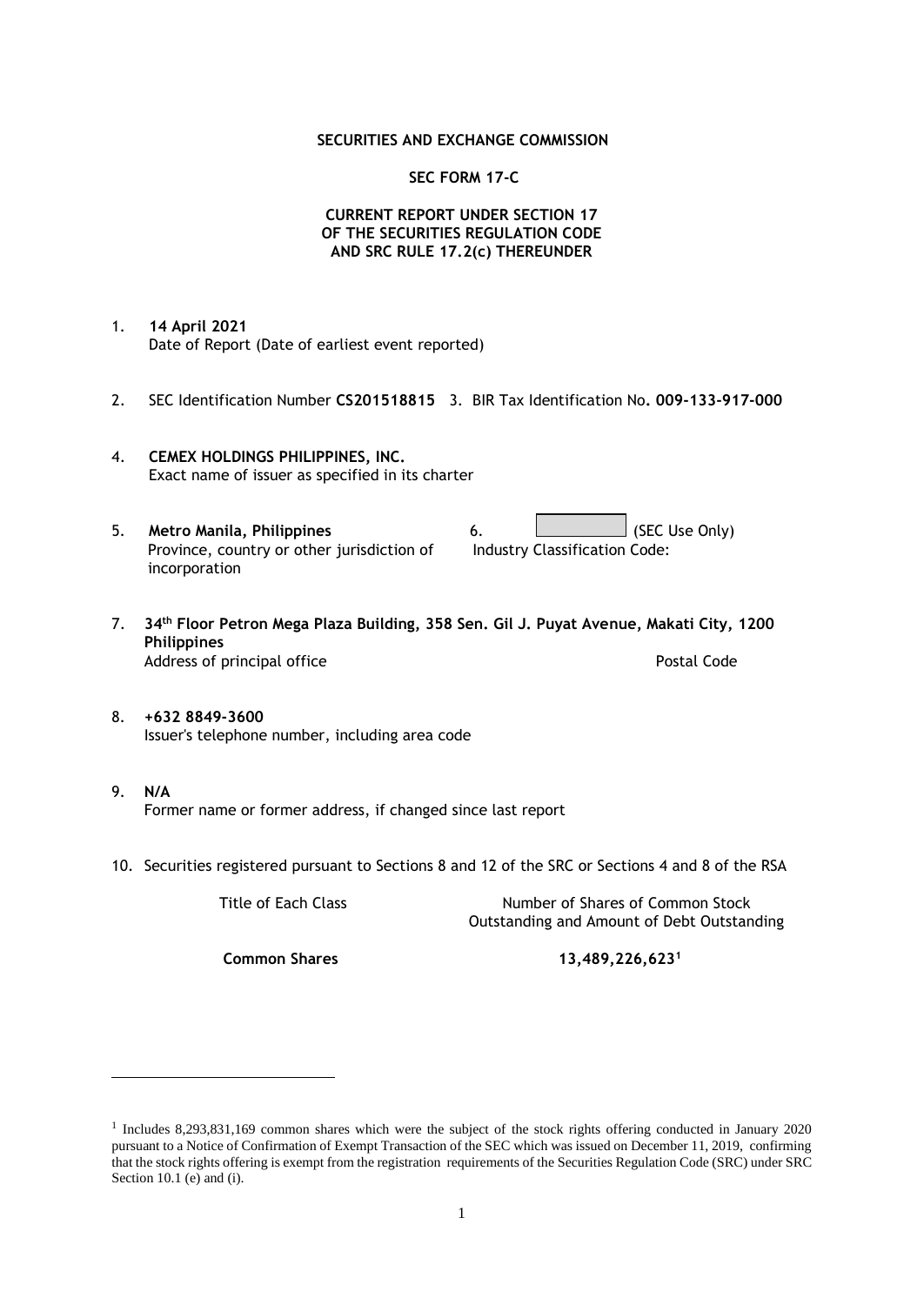**SECURITIES AND EXCHANGE COMMISSION**

**SEC FORM 17-C**

**CURRENT REPORT UNDER SECTION 17 OF THE SECURITIES REGULATION CODE AND SRC RULE 17.2(c) THEREUNDER**

1. **14 April 2021**
   Date of Report (Date of earliest event reported)

2. SEC Identification Number **CS201518815** 3. BIR Tax Identification No**. 009-133-917-000**

4. **CEMEX HOLDINGS PHILIPPINES, INC.**
   Exact name of issuer as specified in its charter

5. **Metro Manila, Philippines**
   Province, country or other jurisdiction of incorporation

6. (SEC Use Only)
   Industry Classification Code:

7. **34th Floor Petron Mega Plaza Building, 358 Sen. Gil J. Puyat Avenue, Makati City, 1200 Philippines**
   Address of principal office                                        Postal Code

8. **+632 8849-3600**
   Issuer's telephone number, including area code

9. **N/A**
   Former name or former address, if changed since last report

10. Securities registered pursuant to Sections 8 and 12 of the SRC or Sections 4 and 8 of the RSA

| Title of Each Class | Number of Shares of Common Stock Outstanding and Amount of Debt Outstanding |
|---|---|
| **Common Shares** | **13,489,226,623[1]** |

---

[1] Includes 8,293,831,169 common shares which were the subject of the stock rights offering conducted in January 2020 pursuant to a Notice of Confirmation of Exempt Transaction of the SEC which was issued on December 11, 2019, confirming that the stock rights offering is exempt from the registration requirements of the Securities Regulation Code (SRC) under SRC Section 10.1 (e) and (i).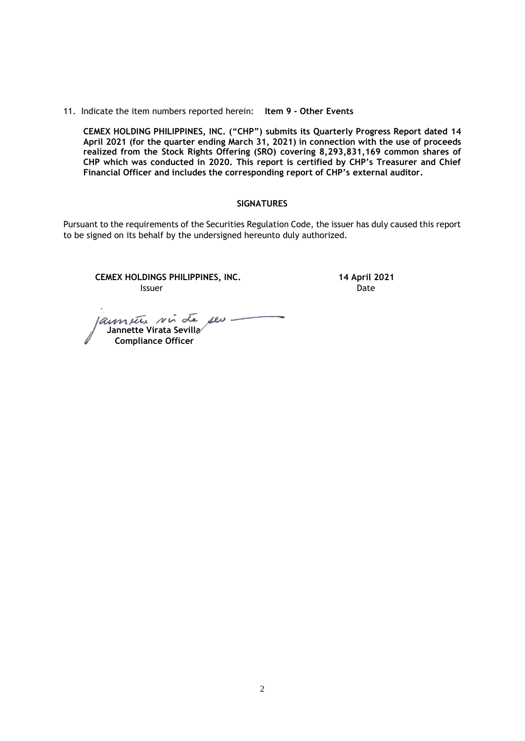11. Indicate the item numbers reported herein: **Item 9 - Other Events**

**CEMEX HOLDING PHILIPPINES, INC. ("CHP") submits its Quarterly Progress Report dated 14 April 2021 (for the quarter ending March 31, 2021) in connection with the use of proceeds realized from the Stock Rights Offering (SRO) covering 8,293,831,169 common shares of CHP which was conducted in 2020. This report is certified by CHP's Treasurer and Chief Financial Officer and includes the corresponding report of CHP's external auditor.**

## SIGNATURES

Pursuant to the requirements of the Securities Regulation Code, the issuer has duly caused this report to be signed on its behalf by the undersigned hereunto duly authorized.

**CEMEX HOLDINGS PHILIPPINES, INC.**
Issuer

**14 April 2021**
Date

**Jannette Virata Sevilla**
**Compliance Officer**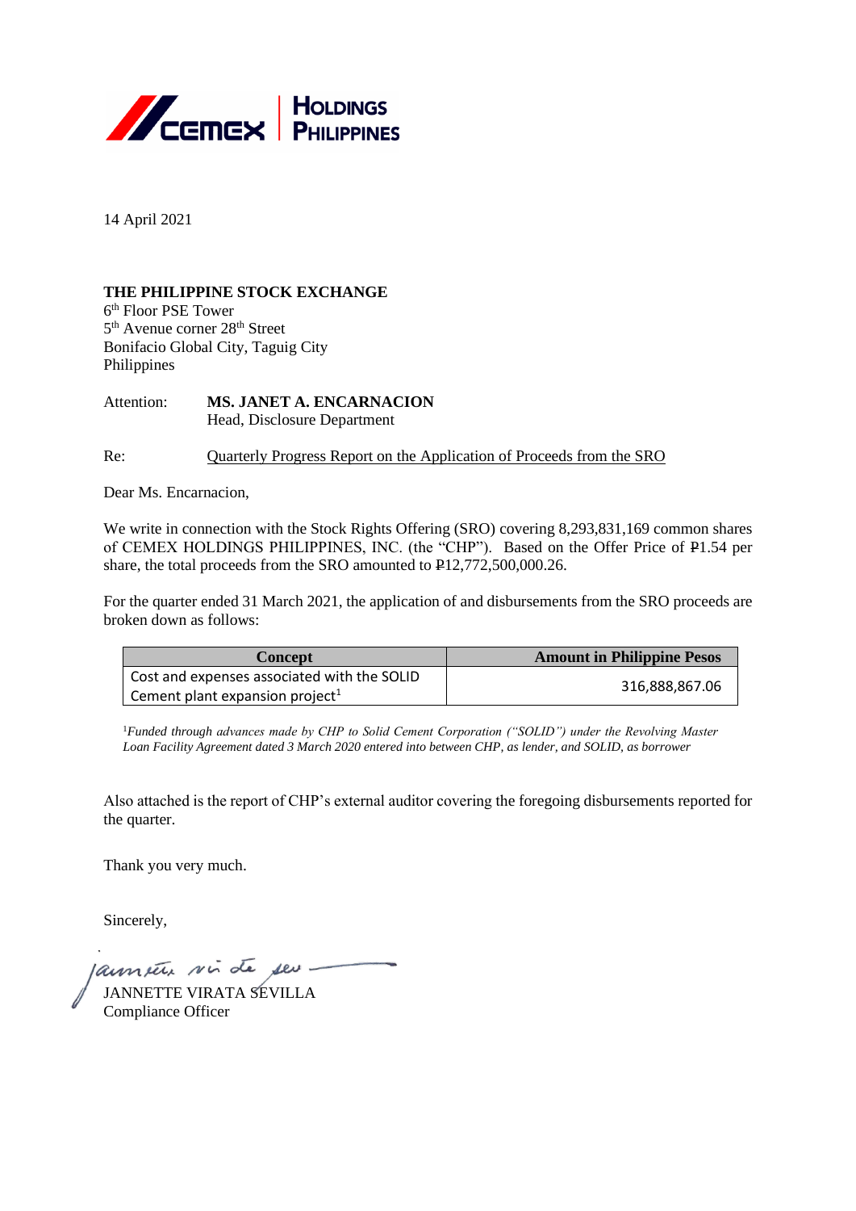CEMEX | HOLDINGS PHILIPPINES

14 April 2021

**THE PHILIPPINE STOCK EXCHANGE**
6th Floor PSE Tower
5th Avenue corner 28th Street
Bonifacio Global City, Taguig City
Philippines

Attention: **MS. JANET A. ENCARNACION**
Head, Disclosure Department

Re: Quarterly Progress Report on the Application of Proceeds from the SRO

Dear Ms. Encarnacion,

We write in connection with the Stock Rights Offering (SRO) covering 8,293,831,169 common shares of CEMEX HOLDINGS PHILIPPINES, INC. (the "CHP"). Based on the Offer Price of ₱1.54 per share, the total proceeds from the SRO amounted to ₱12,772,500,000.26.

For the quarter ended 31 March 2021, the application of and disbursements from the SRO proceeds are broken down as follows:

| Concept | Amount in Philippine Pesos |
|---|---|
| Cost and expenses associated with the SOLID Cement plant expansion project[1] | 316,888,867.06 |

[1]*Funded through advances made by CHP to Solid Cement Corporation ("SOLID") under the Revolving Master Loan Facility Agreement dated 3 March 2020 entered into between CHP, as lender, and SOLID, as borrower*

Also attached is the report of CHP's external auditor covering the foregoing disbursements reported for the quarter.

Thank you very much.

Sincerely,

JANNETTE VIRATA SEVILLA
Compliance Officer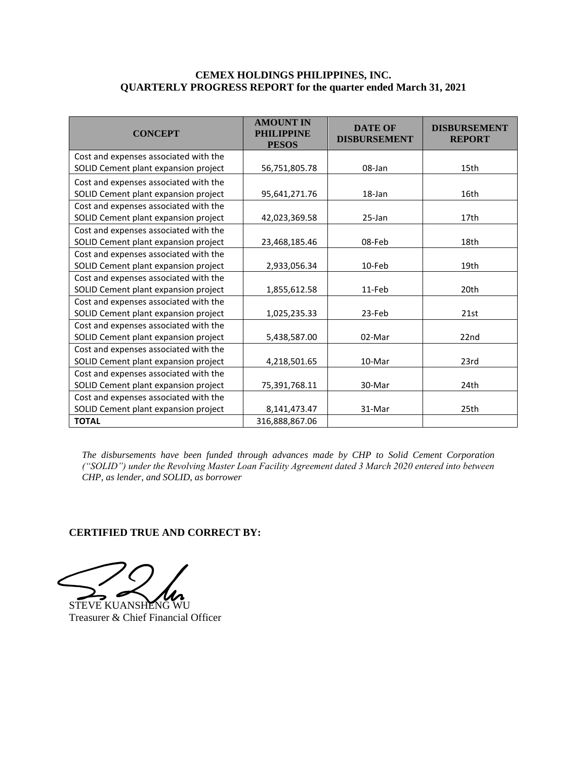**CEMEX HOLDINGS PHILIPPINES, INC.**
**QUARTERLY PROGRESS REPORT for the quarter ended March 31, 2021**

| CONCEPT | AMOUNT IN PHILIPPINE PESOS | DATE OF DISBURSEMENT | DISBURSEMENT REPORT |
|---|---|---|---|
| Cost and expenses associated with the SOLID Cement plant expansion project | 56,751,805.78 | 08-Jan | 15th |
| Cost and expenses associated with the SOLID Cement plant expansion project | 95,641,271.76 | 18-Jan | 16th |
| Cost and expenses associated with the SOLID Cement plant expansion project | 42,023,369.58 | 25-Jan | 17th |
| Cost and expenses associated with the SOLID Cement plant expansion project | 23,468,185.46 | 08-Feb | 18th |
| Cost and expenses associated with the SOLID Cement plant expansion project | 2,933,056.34 | 10-Feb | 19th |
| Cost and expenses associated with the SOLID Cement plant expansion project | 1,855,612.58 | 11-Feb | 20th |
| Cost and expenses associated with the SOLID Cement plant expansion project | 1,025,235.33 | 23-Feb | 21st |
| Cost and expenses associated with the SOLID Cement plant expansion project | 5,438,587.00 | 02-Mar | 22nd |
| Cost and expenses associated with the SOLID Cement plant expansion project | 4,218,501.65 | 10-Mar | 23rd |
| Cost and expenses associated with the SOLID Cement plant expansion project | 75,391,768.11 | 30-Mar | 24th |
| Cost and expenses associated with the SOLID Cement plant expansion project | 8,141,473.47 | 31-Mar | 25th |
| **TOTAL** | 316,888,867.06 | | |

*The disbursements have been funded through advances made by CHP to Solid Cement Corporation ("SOLID") under the Revolving Master Loan Facility Agreement dated 3 March 2020 entered into between CHP, as lender, and SOLID, as borrower*

**CERTIFIED TRUE AND CORRECT BY:**

STEVE KUANSHENG WU
Treasurer & Chief Financial Officer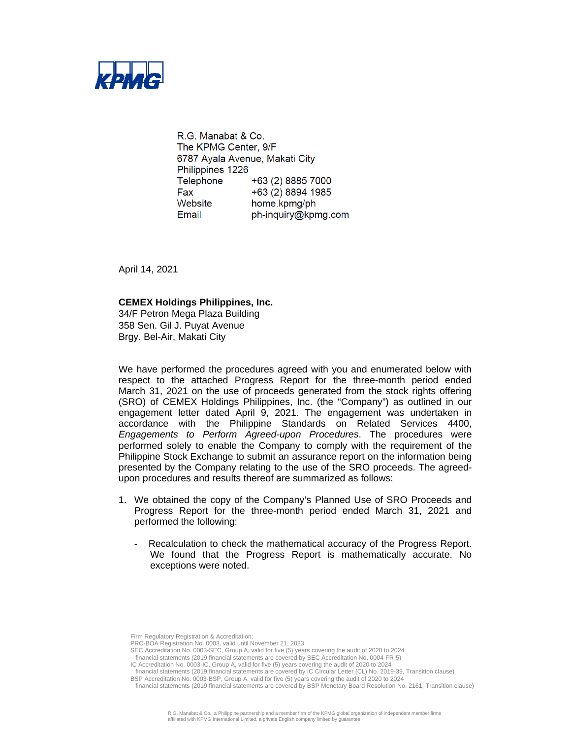R.G. Manabat & Co.
The KPMG Center, 9/F
6787 Ayala Avenue, Makati City
Philippines 1226

| | |
|---|---|
| Telephone | +63 (2) 8885 7000 |
| Fax | +63 (2) 8894 1985 |
| Website | home.kpmg/ph |
| Email | ph-inquiry@kpmg.com |

April 14, 2021

**CEMEX Holdings Philippines, Inc.**
34/F Petron Mega Plaza Building
358 Sen. Gil J. Puyat Avenue
Brgy. Bel-Air, Makati City

We have performed the procedures agreed with you and enumerated below with respect to the attached Progress Report for the three-month period ended March 31, 2021 on the use of proceeds generated from the stock rights offering (SRO) of CEMEX Holdings Philippines, Inc. (the "Company") as outlined in our engagement letter dated April 9, 2021. The engagement was undertaken in accordance with the Philippine Standards on Related Services 4400, *Engagements to Perform Agreed-upon Procedures*. The procedures were performed solely to enable the Company to comply with the requirement of the Philippine Stock Exchange to submit an assurance report on the information being presented by the Company relating to the use of the SRO proceeds. The agreed-upon procedures and results thereof are summarized as follows:

1. We obtained the copy of the Company's Planned Use of SRO Proceeds and Progress Report for the three-month period ended March 31, 2021 and performed the following:

   - Recalculation to check the mathematical accuracy of the Progress Report. We found that the Progress Report is mathematically accurate. No exceptions were noted.

Firm Regulatory Registration & Accreditation:
PRC-BOA Registration No. 0003, valid until November 21, 2023
SEC Accreditation No. 0003-SEC, Group A, valid for five (5) years covering the audit of 2020 to 2024 financial statements (2019 financial statements are covered by SEC Accreditation No. 0004-FR-5)
IC Accreditation No. 0003-IC, Group A, valid for five (5) years covering the audit of 2020 to 2024 financial statements (2019 financial statements are covered by IC Circular Letter (CL) No. 2019-39, Transition clause)
BSP Accreditation No. 0003-BSP, Group A, valid for five (5) years covering the audit of 2020 to 2024 financial statements (2019 financial statements are covered by BSP Monetary Board Resolution No. 2161, Transition clause)

R.G. Manabat & Co., a Philippine partnership and a member firm of the KPMG global organization of independent member firms affiliated with KPMG International Limited, a private English company limited by guarantee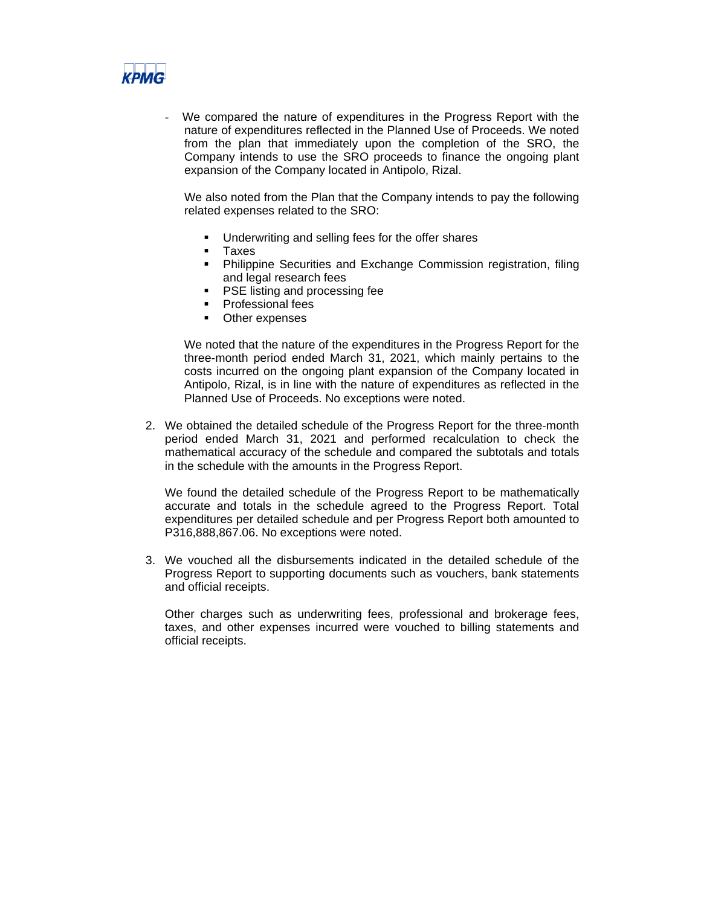- We compared the nature of expenditures in the Progress Report with the nature of expenditures reflected in the Planned Use of Proceeds. We noted from the plan that immediately upon the completion of the SRO, the Company intends to use the SRO proceeds to finance the ongoing plant expansion of the Company located in Antipolo, Rizal.

  We also noted from the Plan that the Company intends to pay the following related expenses related to the SRO:

  - Underwriting and selling fees for the offer shares
  - Taxes
  - Philippine Securities and Exchange Commission registration, filing and legal research fees
  - PSE listing and processing fee
  - Professional fees
  - Other expenses

  We noted that the nature of the expenditures in the Progress Report for the three-month period ended March 31, 2021, which mainly pertains to the costs incurred on the ongoing plant expansion of the Company located in Antipolo, Rizal, is in line with the nature of expenditures as reflected in the Planned Use of Proceeds. No exceptions were noted.

2. We obtained the detailed schedule of the Progress Report for the three-month period ended March 31, 2021 and performed recalculation to check the mathematical accuracy of the schedule and compared the subtotals and totals in the schedule with the amounts in the Progress Report.

   We found the detailed schedule of the Progress Report to be mathematically accurate and totals in the schedule agreed to the Progress Report. Total expenditures per detailed schedule and per Progress Report both amounted to P316,888,867.06. No exceptions were noted.

3. We vouched all the disbursements indicated in the detailed schedule of the Progress Report to supporting documents such as vouchers, bank statements and official receipts.

   Other charges such as underwriting fees, professional and brokerage fees, taxes, and other expenses incurred were vouched to billing statements and official receipts.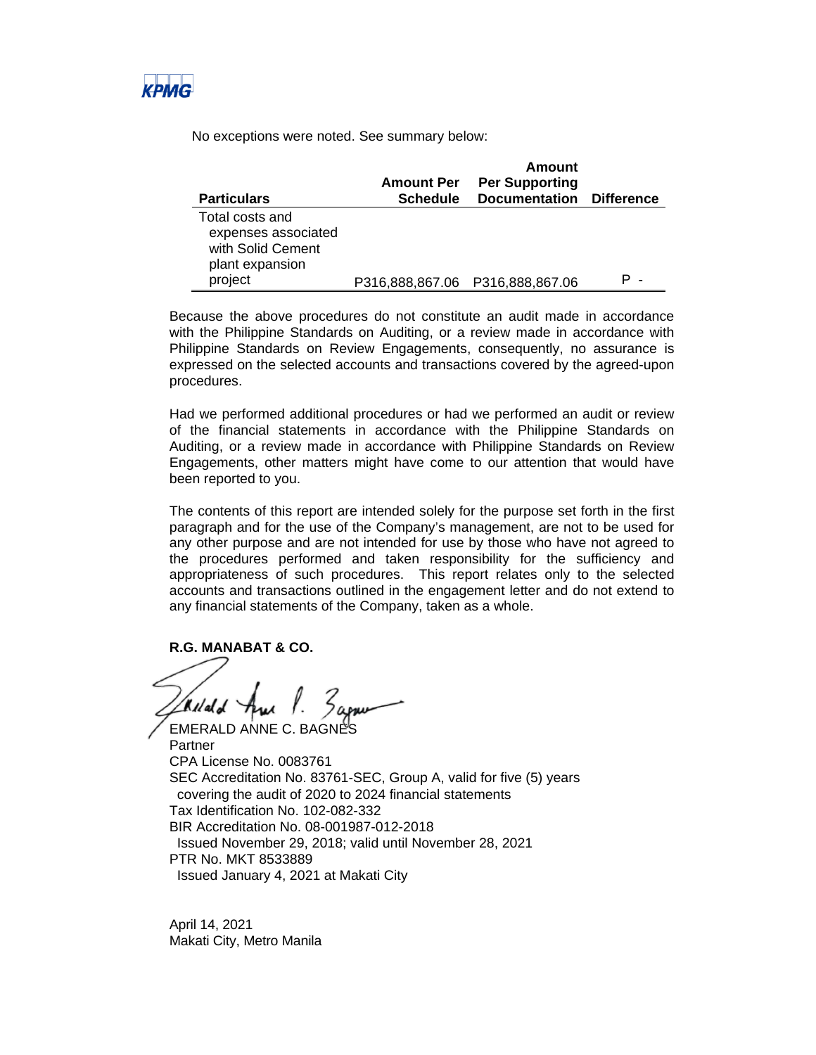No exceptions were noted. See summary below:

| Particulars | Amount Per Schedule | Amount Per Supporting Documentation | Difference |
|---|---|---|---|
| Total costs and expenses associated with Solid Cement plant expansion project | P316,888,867.06 | P316,888,867.06 | P - |

Because the above procedures do not constitute an audit made in accordance with the Philippine Standards on Auditing, or a review made in accordance with Philippine Standards on Review Engagements, consequently, no assurance is expressed on the selected accounts and transactions covered by the agreed-upon procedures.

Had we performed additional procedures or had we performed an audit or review of the financial statements in accordance with the Philippine Standards on Auditing, or a review made in accordance with Philippine Standards on Review Engagements, other matters might have come to our attention that would have been reported to you.

The contents of this report are intended solely for the purpose set forth in the first paragraph and for the use of the Company's management, are not to be used for any other purpose and are not intended for use by those who have not agreed to the procedures performed and taken responsibility for the sufficiency and appropriateness of such procedures. This report relates only to the selected accounts and transactions outlined in the engagement letter and do not extend to any financial statements of the Company, taken as a whole.

**R.G. MANABAT & CO.**

EMERALD ANNE C. BAGNES  
Partner  
CPA License No. 0083761  
SEC Accreditation No. 83761-SEC, Group A, valid for five (5) years covering the audit of 2020 to 2024 financial statements  
Tax Identification No. 102-082-332  
BIR Accreditation No. 08-001987-012-2018  
Issued November 29, 2018; valid until November 28, 2021  
PTR No. MKT 8533889  
Issued January 4, 2021 at Makati City

April 14, 2021  
Makati City, Metro Manila